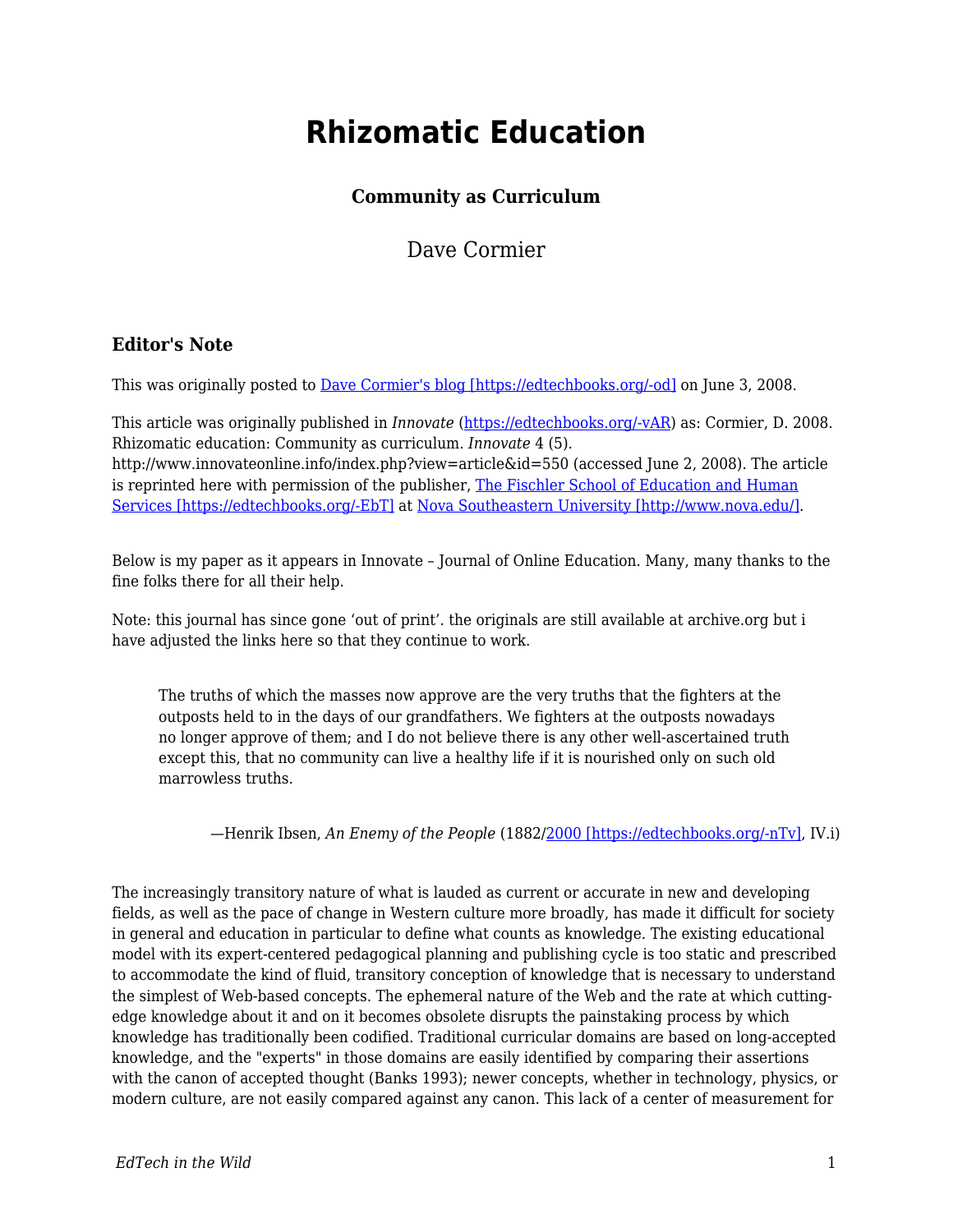# Rhizomatic Education

### Community as Curriculum

Dave Cormier

### Editor's Note

This was originally posted to [Dave Cormier's blog [https://edtechbooks.org/-od]](https://edtechbooks.org/-od) on June 3, 2008.

This article was originally published in *Innovate* ([https://edtechbooks.org/-vAR](https://edtechbooks.org/-vAR)) as: Cormier, D. 2008. Rhizomatic education: Community as curriculum. *Innovate* 4 (5). http://www.innovateonline.info/index.php?view=article&id=550 (accessed June 2, 2008). The article is reprinted here with permission of the publisher, [The Fischler School of Education and Human Services [https://edtechbooks.org/-EbT]](https://edtechbooks.org/-EbT) at [Nova Southeastern University [http://www.nova.edu/]](http://www.nova.edu/).

Below is my paper as it appears in Innovate – Journal of Online Education. Many, many thanks to the fine folks there for all their help.

Note: this journal has since gone 'out of print'. the originals are still available at archive.org but i have adjusted the links here so that they continue to work.

> The truths of which the masses now approve are the very truths that the fighters at the outposts held to in the days of our grandfathers. We fighters at the outposts nowadays no longer approve of them; and I do not believe there is any other well-ascertained truth except this, that no community can live a healthy life if it is nourished only on such old marrowless truths.
>
> —Henrik Ibsen, *An Enemy of the People* (1882/[2000 [https://edtechbooks.org/-nTv]](https://edtechbooks.org/-nTv), IV.i)

The increasingly transitory nature of what is lauded as current or accurate in new and developing fields, as well as the pace of change in Western culture more broadly, has made it difficult for society in general and education in particular to define what counts as knowledge. The existing educational model with its expert-centered pedagogical planning and publishing cycle is too static and prescribed to accommodate the kind of fluid, transitory conception of knowledge that is necessary to understand the simplest of Web-based concepts. The ephemeral nature of the Web and the rate at which cutting-edge knowledge about it and on it becomes obsolete disrupts the painstaking process by which knowledge has traditionally been codified. Traditional curricular domains are based on long-accepted knowledge, and the "experts" in those domains are easily identified by comparing their assertions with the canon of accepted thought (Banks 1993); newer concepts, whether in technology, physics, or modern culture, are not easily compared against any canon. This lack of a center of measurement for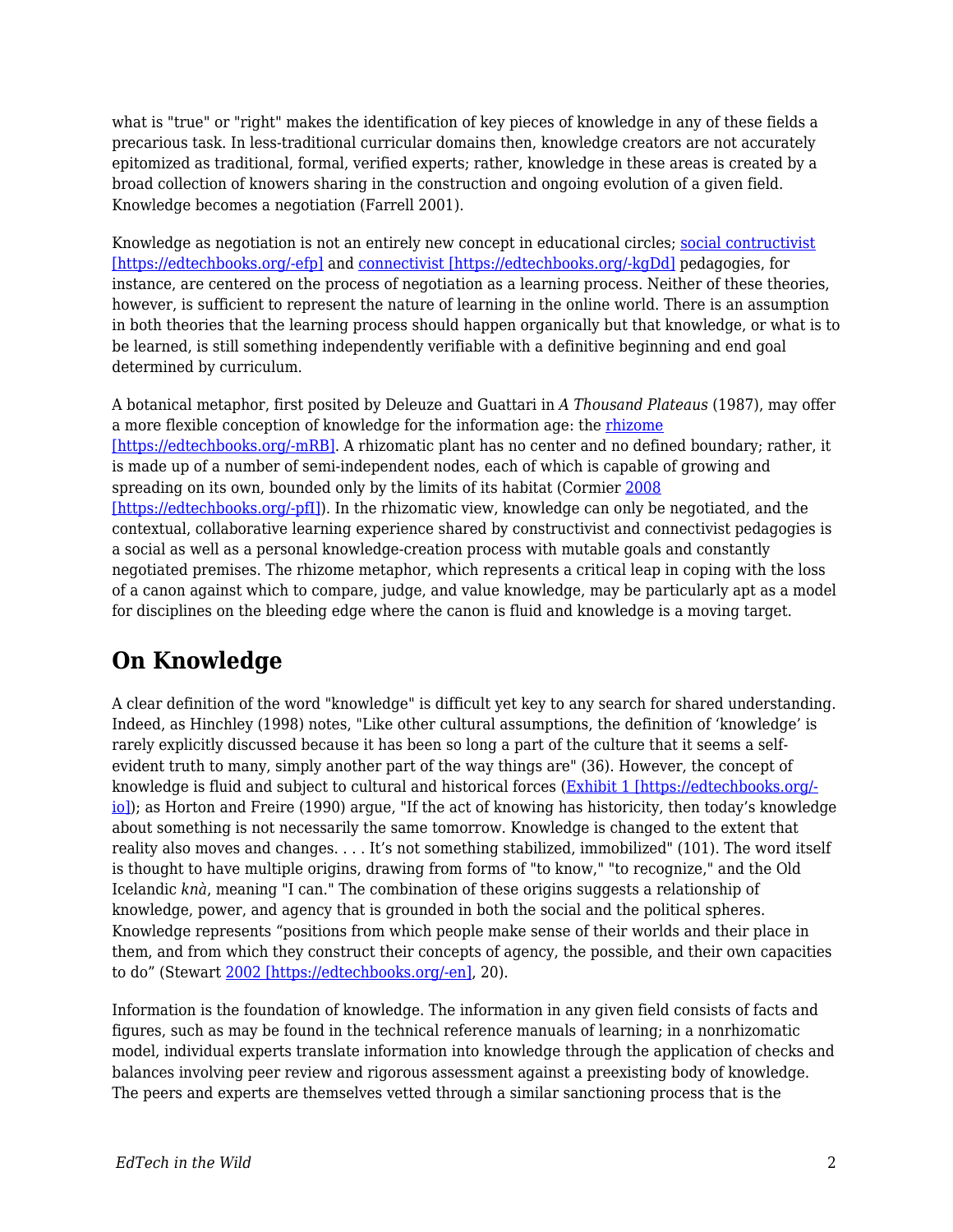what is "true" or "right" makes the identification of key pieces of knowledge in any of these fields a precarious task. In less-traditional curricular domains then, knowledge creators are not accurately epitomized as traditional, formal, verified experts; rather, knowledge in these areas is created by a broad collection of knowers sharing in the construction and ongoing evolution of a given field. Knowledge becomes a negotiation (Farrell 2001).

Knowledge as negotiation is not an entirely new concept in educational circles; social contructivist [https://edtechbooks.org/-efp] and connectivist [https://edtechbooks.org/-kgDd] pedagogies, for instance, are centered on the process of negotiation as a learning process. Neither of these theories, however, is sufficient to represent the nature of learning in the online world. There is an assumption in both theories that the learning process should happen organically but that knowledge, or what is to be learned, is still something independently verifiable with a definitive beginning and end goal determined by curriculum.

A botanical metaphor, first posited by Deleuze and Guattari in *A Thousand Plateaus* (1987), may offer a more flexible conception of knowledge for the information age: the rhizome [https://edtechbooks.org/-mRB]. A rhizomatic plant has no center and no defined boundary; rather, it is made up of a number of semi-independent nodes, each of which is capable of growing and spreading on its own, bounded only by the limits of its habitat (Cormier 2008 [https://edtechbooks.org/-pfI]). In the rhizomatic view, knowledge can only be negotiated, and the contextual, collaborative learning experience shared by constructivist and connectivist pedagogies is a social as well as a personal knowledge-creation process with mutable goals and constantly negotiated premises. The rhizome metaphor, which represents a critical leap in coping with the loss of a canon against which to compare, judge, and value knowledge, may be particularly apt as a model for disciplines on the bleeding edge where the canon is fluid and knowledge is a moving target.

## On Knowledge

A clear definition of the word "knowledge" is difficult yet key to any search for shared understanding. Indeed, as Hinchley (1998) notes, "Like other cultural assumptions, the definition of 'knowledge' is rarely explicitly discussed because it has been so long a part of the culture that it seems a self-evident truth to many, simply another part of the way things are" (36). However, the concept of knowledge is fluid and subject to cultural and historical forces (Exhibit 1 [https://edtechbooks.org/-io]); as Horton and Freire (1990) argue, "If the act of knowing has historicity, then today's knowledge about something is not necessarily the same tomorrow. Knowledge is changed to the extent that reality also moves and changes. . . . It's not something stabilized, immobilized" (101). The word itself is thought to have multiple origins, drawing from forms of "to know," "to recognize," and the Old Icelandic *knà*, meaning "I can." The combination of these origins suggests a relationship of knowledge, power, and agency that is grounded in both the social and the political spheres. Knowledge represents "positions from which people make sense of their worlds and their place in them, and from which they construct their concepts of agency, the possible, and their own capacities to do" (Stewart 2002 [https://edtechbooks.org/-en], 20).

Information is the foundation of knowledge. The information in any given field consists of facts and figures, such as may be found in the technical reference manuals of learning; in a nonrhizomatic model, individual experts translate information into knowledge through the application of checks and balances involving peer review and rigorous assessment against a preexisting body of knowledge. The peers and experts are themselves vetted through a similar sanctioning process that is the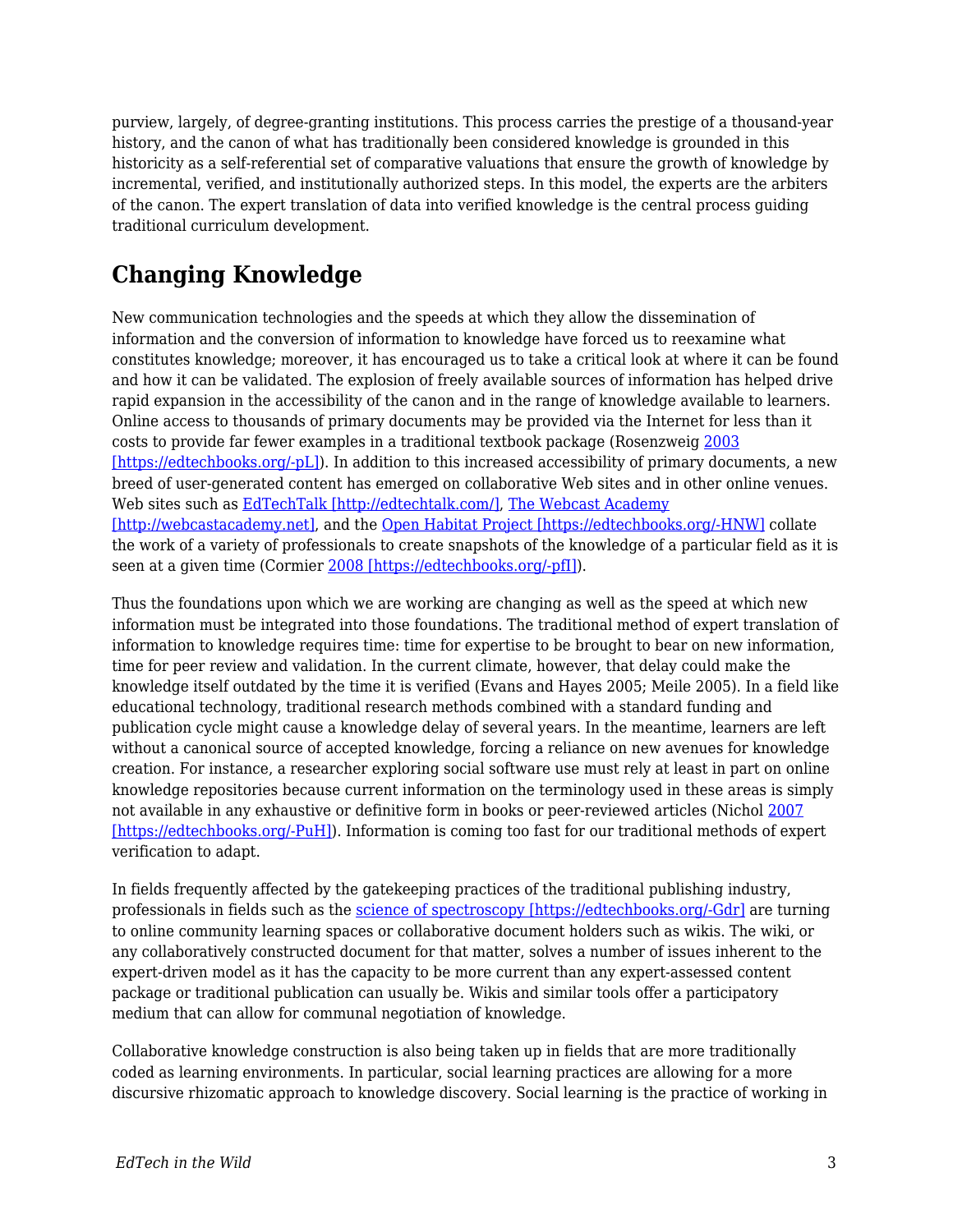purview, largely, of degree-granting institutions. This process carries the prestige of a thousand-year history, and the canon of what has traditionally been considered knowledge is grounded in this historicity as a self-referential set of comparative valuations that ensure the growth of knowledge by incremental, verified, and institutionally authorized steps. In this model, the experts are the arbiters of the canon. The expert translation of data into verified knowledge is the central process guiding traditional curriculum development.

## Changing Knowledge

New communication technologies and the speeds at which they allow the dissemination of information and the conversion of information to knowledge have forced us to reexamine what constitutes knowledge; moreover, it has encouraged us to take a critical look at where it can be found and how it can be validated. The explosion of freely available sources of information has helped drive rapid expansion in the accessibility of the canon and in the range of knowledge available to learners. Online access to thousands of primary documents may be provided via the Internet for less than it costs to provide far fewer examples in a traditional textbook package (Rosenzweig 2003 [https://edtechbooks.org/-pL]). In addition to this increased accessibility of primary documents, a new breed of user-generated content has emerged on collaborative Web sites and in other online venues. Web sites such as EdTechTalk [http://edtechtalk.com/], The Webcast Academy [http://webcastacademy.net], and the Open Habitat Project [https://edtechbooks.org/-HNW] collate the work of a variety of professionals to create snapshots of the knowledge of a particular field as it is seen at a given time (Cormier 2008 [https://edtechbooks.org/-pfI]).

Thus the foundations upon which we are working are changing as well as the speed at which new information must be integrated into those foundations. The traditional method of expert translation of information to knowledge requires time: time for expertise to be brought to bear on new information, time for peer review and validation. In the current climate, however, that delay could make the knowledge itself outdated by the time it is verified (Evans and Hayes 2005; Meile 2005). In a field like educational technology, traditional research methods combined with a standard funding and publication cycle might cause a knowledge delay of several years. In the meantime, learners are left without a canonical source of accepted knowledge, forcing a reliance on new avenues for knowledge creation. For instance, a researcher exploring social software use must rely at least in part on online knowledge repositories because current information on the terminology used in these areas is simply not available in any exhaustive or definitive form in books or peer-reviewed articles (Nichol 2007 [https://edtechbooks.org/-PuH]). Information is coming too fast for our traditional methods of expert verification to adapt.

In fields frequently affected by the gatekeeping practices of the traditional publishing industry, professionals in fields such as the science of spectroscopy [https://edtechbooks.org/-Gdr] are turning to online community learning spaces or collaborative document holders such as wikis. The wiki, or any collaboratively constructed document for that matter, solves a number of issues inherent to the expert-driven model as it has the capacity to be more current than any expert-assessed content package or traditional publication can usually be. Wikis and similar tools offer a participatory medium that can allow for communal negotiation of knowledge.

Collaborative knowledge construction is also being taken up in fields that are more traditionally coded as learning environments. In particular, social learning practices are allowing for a more discursive rhizomatic approach to knowledge discovery. Social learning is the practice of working in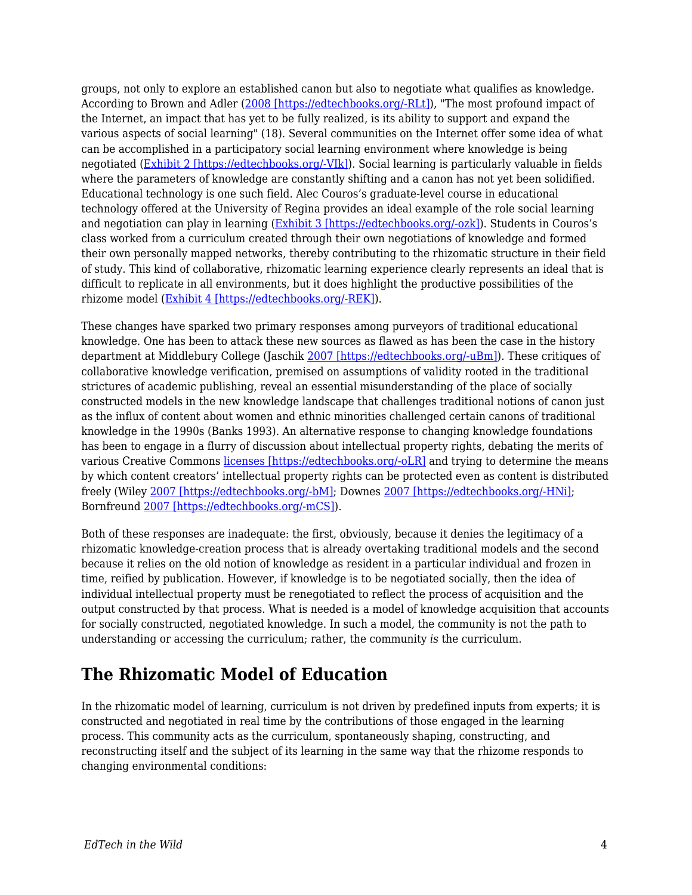groups, not only to explore an established canon but also to negotiate what qualifies as knowledge. According to Brown and Adler ([2008 [https://edtechbooks.org/-RLt]](https://edtechbooks.org/-RLt)), "The most profound impact of the Internet, an impact that has yet to be fully realized, is its ability to support and expand the various aspects of social learning" (18). Several communities on the Internet offer some idea of what can be accomplished in a participatory social learning environment where knowledge is being negotiated ([Exhibit 2 [https://edtechbooks.org/-VIk]](https://edtechbooks.org/-VIk)). Social learning is particularly valuable in fields where the parameters of knowledge are constantly shifting and a canon has not yet been solidified. Educational technology is one such field. Alec Couros's graduate-level course in educational technology offered at the University of Regina provides an ideal example of the role social learning and negotiation can play in learning ([Exhibit 3 [https://edtechbooks.org/-ozk]](https://edtechbooks.org/-ozk)). Students in Couros's class worked from a curriculum created through their own negotiations of knowledge and formed their own personally mapped networks, thereby contributing to the rhizomatic structure in their field of study. This kind of collaborative, rhizomatic learning experience clearly represents an ideal that is difficult to replicate in all environments, but it does highlight the productive possibilities of the rhizome model ([Exhibit 4 [https://edtechbooks.org/-REK]](https://edtechbooks.org/-REK)).

These changes have sparked two primary responses among purveyors of traditional educational knowledge. One has been to attack these new sources as flawed as has been the case in the history department at Middlebury College (Jaschik [2007 [https://edtechbooks.org/-uBm]](https://edtechbooks.org/-uBm)). These critiques of collaborative knowledge verification, premised on assumptions of validity rooted in the traditional strictures of academic publishing, reveal an essential misunderstanding of the place of socially constructed models in the new knowledge landscape that challenges traditional notions of canon just as the influx of content about women and ethnic minorities challenged certain canons of traditional knowledge in the 1990s (Banks 1993). An alternative response to changing knowledge foundations has been to engage in a flurry of discussion about intellectual property rights, debating the merits of various Creative Commons [licenses [https://edtechbooks.org/-oLR]](https://edtechbooks.org/-oLR) and trying to determine the means by which content creators' intellectual property rights can be protected even as content is distributed freely (Wiley [2007 [https://edtechbooks.org/-bM]](https://edtechbooks.org/-bM); Downes [2007 [https://edtechbooks.org/-HNi]](https://edtechbooks.org/-HNi); Bornfreund [2007 [https://edtechbooks.org/-mCS]](https://edtechbooks.org/-mCS)).

Both of these responses are inadequate: the first, obviously, because it denies the legitimacy of a rhizomatic knowledge-creation process that is already overtaking traditional models and the second because it relies on the old notion of knowledge as resident in a particular individual and frozen in time, reified by publication. However, if knowledge is to be negotiated socially, then the idea of individual intellectual property must be renegotiated to reflect the process of acquisition and the output constructed by that process. What is needed is a model of knowledge acquisition that accounts for socially constructed, negotiated knowledge. In such a model, the community is not the path to understanding or accessing the curriculum; rather, the community *is* the curriculum.

## The Rhizomatic Model of Education

In the rhizomatic model of learning, curriculum is not driven by predefined inputs from experts; it is constructed and negotiated in real time by the contributions of those engaged in the learning process. This community acts as the curriculum, spontaneously shaping, constructing, and reconstructing itself and the subject of its learning in the same way that the rhizome responds to changing environmental conditions: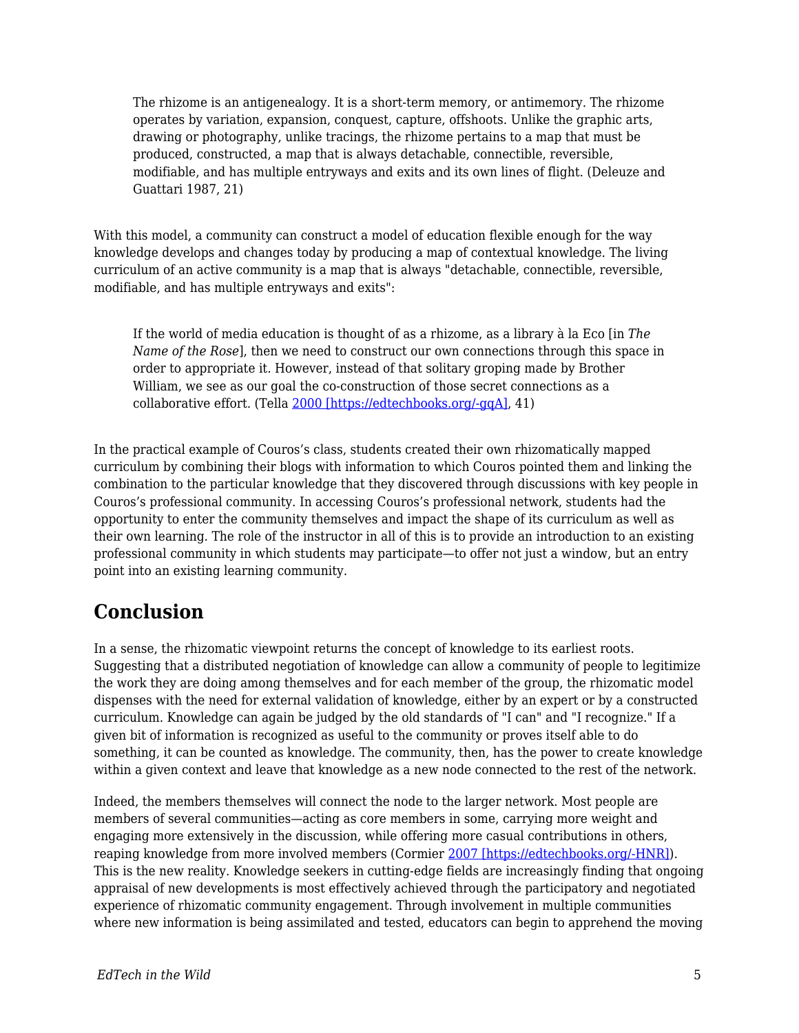> The rhizome is an antigenealogy. It is a short-term memory, or antimemory. The rhizome operates by variation, expansion, conquest, capture, offshoots. Unlike the graphic arts, drawing or photography, unlike tracings, the rhizome pertains to a map that must be produced, constructed, a map that is always detachable, connectible, reversible, modifiable, and has multiple entryways and exits and its own lines of flight. (Deleuze and Guattari 1987, 21)

With this model, a community can construct a model of education flexible enough for the way knowledge develops and changes today by producing a map of contextual knowledge. The living curriculum of an active community is a map that is always "detachable, connectible, reversible, modifiable, and has multiple entryways and exits":

> If the world of media education is thought of as a rhizome, as a library à la Eco [in *The Name of the Rose*], then we need to construct our own connections through this space in order to appropriate it. However, instead of that solitary groping made by Brother William, we see as our goal the co-construction of those secret connections as a collaborative effort. (Tella [2000 [https://edtechbooks.org/-gqA]](https://edtechbooks.org/-gqA), 41)

In the practical example of Couros's class, students created their own rhizomatically mapped curriculum by combining their blogs with information to which Couros pointed them and linking the combination to the particular knowledge that they discovered through discussions with key people in Couros's professional community. In accessing Couros's professional network, students had the opportunity to enter the community themselves and impact the shape of its curriculum as well as their own learning. The role of the instructor in all of this is to provide an introduction to an existing professional community in which students may participate—to offer not just a window, but an entry point into an existing learning community.

## Conclusion

In a sense, the rhizomatic viewpoint returns the concept of knowledge to its earliest roots. Suggesting that a distributed negotiation of knowledge can allow a community of people to legitimize the work they are doing among themselves and for each member of the group, the rhizomatic model dispenses with the need for external validation of knowledge, either by an expert or by a constructed curriculum. Knowledge can again be judged by the old standards of "I can" and "I recognize." If a given bit of information is recognized as useful to the community or proves itself able to do something, it can be counted as knowledge. The community, then, has the power to create knowledge within a given context and leave that knowledge as a new node connected to the rest of the network.

Indeed, the members themselves will connect the node to the larger network. Most people are members of several communities—acting as core members in some, carrying more weight and engaging more extensively in the discussion, while offering more casual contributions in others, reaping knowledge from more involved members (Cormier [2007 [https://edtechbooks.org/-HNR]](https://edtechbooks.org/-HNR)). This is the new reality. Knowledge seekers in cutting-edge fields are increasingly finding that ongoing appraisal of new developments is most effectively achieved through the participatory and negotiated experience of rhizomatic community engagement. Through involvement in multiple communities where new information is being assimilated and tested, educators can begin to apprehend the moving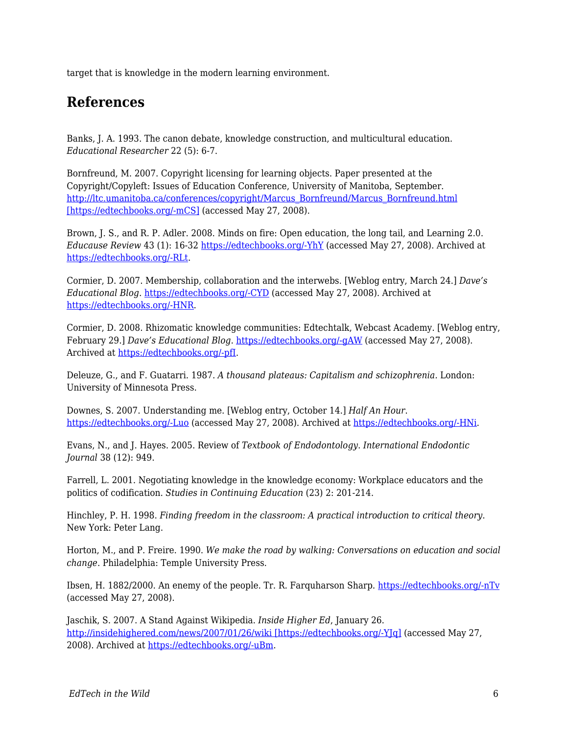target that is knowledge in the modern learning environment.

## References

Banks, J. A. 1993. The canon debate, knowledge construction, and multicultural education. *Educational Researcher* 22 (5): 6-7.

Bornfreund, M. 2007. Copyright licensing for learning objects. Paper presented at the Copyright/Copyleft: Issues of Education Conference, University of Manitoba, September. http://ltc.umanitoba.ca/conferences/copyright/Marcus_Bornfreund/Marcus_Bornfreund.html [https://edtechbooks.org/-mCS] (accessed May 27, 2008).

Brown, J. S., and R. P. Adler. 2008. Minds on fire: Open education, the long tail, and Learning 2.0. *Educause Review* 43 (1): 16-32 https://edtechbooks.org/-YhY (accessed May 27, 2008). Archived at https://edtechbooks.org/-RLt.

Cormier, D. 2007. Membership, collaboration and the interwebs. [Weblog entry, March 24.] *Dave's Educational Blog*. https://edtechbooks.org/-CYD (accessed May 27, 2008). Archived at https://edtechbooks.org/-HNR.

Cormier, D. 2008. Rhizomatic knowledge communities: Edtechtalk, Webcast Academy. [Weblog entry, February 29.] *Dave's Educational Blog*. https://edtechbooks.org/-gAW (accessed May 27, 2008). Archived at https://edtechbooks.org/-pfI.

Deleuze, G., and F. Guatarri. 1987. *A thousand plateaus: Capitalism and schizophrenia*. London: University of Minnesota Press.

Downes, S. 2007. Understanding me. [Weblog entry, October 14.] *Half An Hour*. https://edtechbooks.org/-Luo (accessed May 27, 2008). Archived at https://edtechbooks.org/-HNi.

Evans, N., and J. Hayes. 2005. Review of *Textbook of Endodontology*. *International Endodontic Journal* 38 (12): 949.

Farrell, L. 2001. Negotiating knowledge in the knowledge economy: Workplace educators and the politics of codification. *Studies in Continuing Education* (23) 2: 201-214.

Hinchley, P. H. 1998. *Finding freedom in the classroom: A practical introduction to critical theory*. New York: Peter Lang.

Horton, M., and P. Freire. 1990. *We make the road by walking: Conversations on education and social change*. Philadelphia: Temple University Press.

Ibsen, H. 1882/2000. An enemy of the people. Tr. R. Farquharson Sharp. https://edtechbooks.org/-nTv (accessed May 27, 2008).

Jaschik, S. 2007. A Stand Against Wikipedia. *Inside Higher Ed*, January 26. http://insidehighered.com/news/2007/01/26/wiki [https://edtechbooks.org/-YJq] (accessed May 27, 2008). Archived at https://edtechbooks.org/-uBm.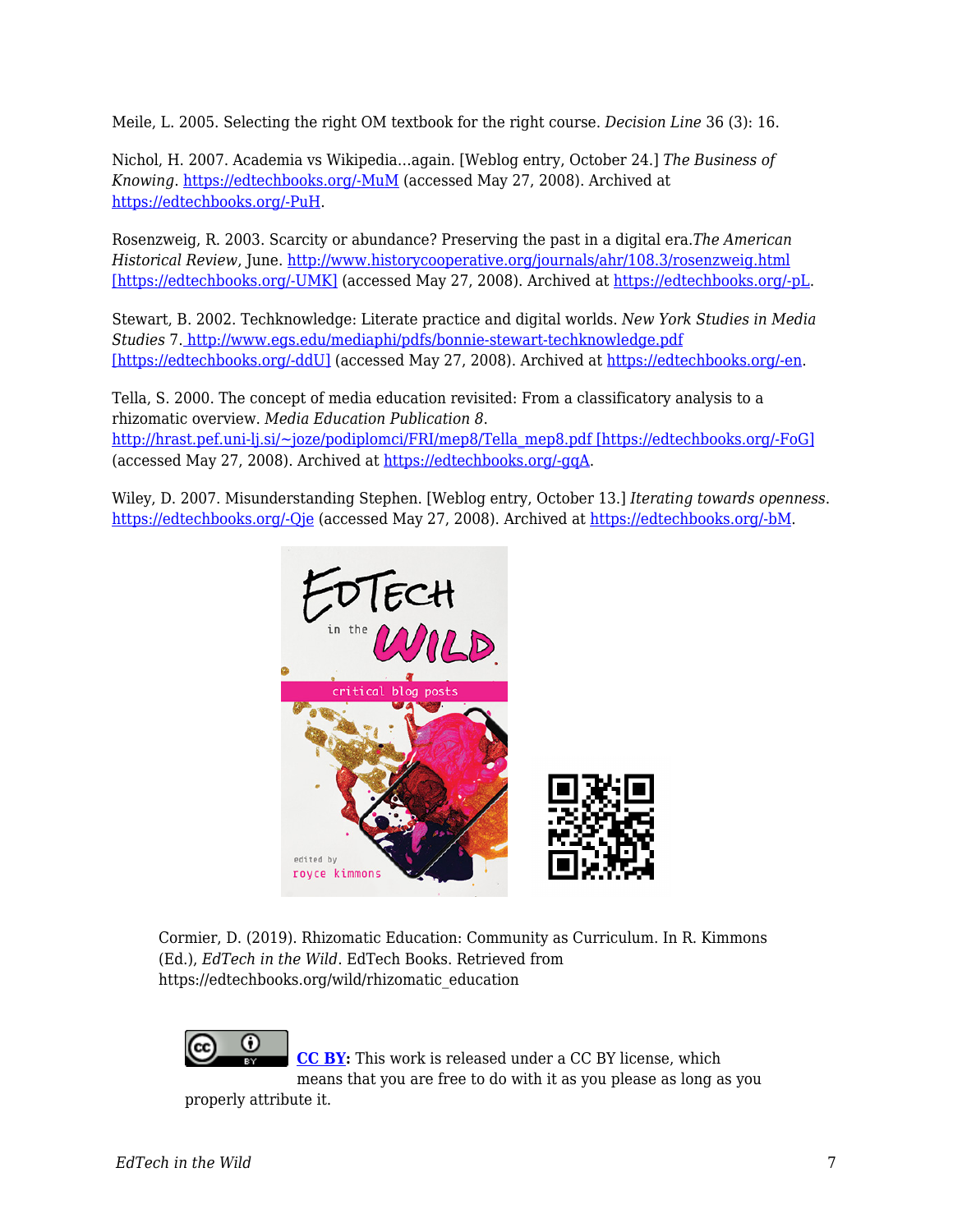Meile, L. 2005. Selecting the right OM textbook for the right course. *Decision Line* 36 (3): 16.

Nichol, H. 2007. Academia vs Wikipedia…again. [Weblog entry, October 24.] *The Business of Knowing*. https://edtechbooks.org/-MuM (accessed May 27, 2008). Archived at https://edtechbooks.org/-PuH.

Rosenzweig, R. 2003. Scarcity or abundance? Preserving the past in a digital era.*The American Historical Review*, June. http://www.historycooperative.org/journals/ahr/108.3/rosenzweig.html [https://edtechbooks.org/-UMK] (accessed May 27, 2008). Archived at https://edtechbooks.org/-pL.

Stewart, B. 2002. Techknowledge: Literate practice and digital worlds. *New York Studies in Media Studies* 7. http://www.egs.edu/mediaphi/pdfs/bonnie-stewart-techknowledge.pdf [https://edtechbooks.org/-ddU] (accessed May 27, 2008). Archived at https://edtechbooks.org/-en.

Tella, S. 2000. The concept of media education revisited: From a classificatory analysis to a rhizomatic overview. *Media Education Publication 8*. http://hrast.pef.uni-lj.si/~joze/podiplomci/FRI/mep8/Tella_mep8.pdf [https://edtechbooks.org/-FoG] (accessed May 27, 2008). Archived at https://edtechbooks.org/-gqA.

Wiley, D. 2007. Misunderstanding Stephen. [Weblog entry, October 13.] *Iterating towards openness*. https://edtechbooks.org/-Qje (accessed May 27, 2008). Archived at https://edtechbooks.org/-bM.

Cormier, D. (2019). Rhizomatic Education: Community as Curriculum. In R. Kimmons (Ed.), *EdTech in the Wild*. EdTech Books. Retrieved from https://edtechbooks.org/wild/rhizomatic_education

**CC BY:** This work is released under a CC BY license, which means that you are free to do with it as you please as long as you properly attribute it.